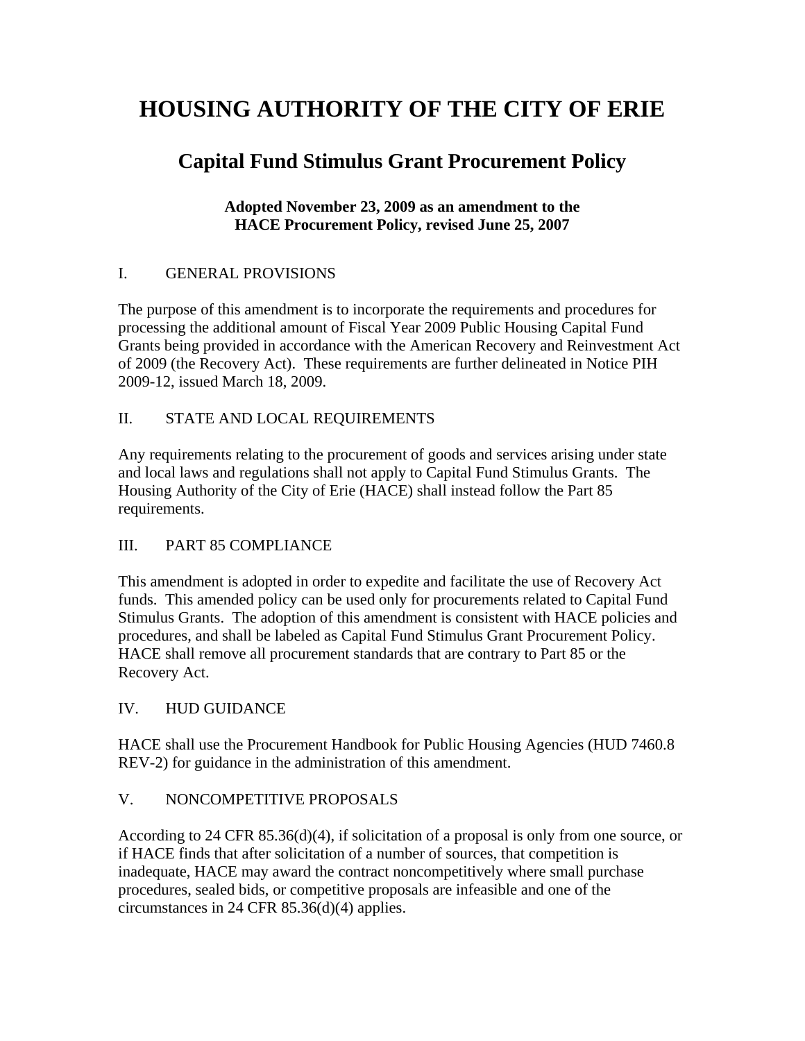# HOUSING AUTHORITY OF THE CITY OF ERIE

## Capital Fund Stimulus Grant Procurement Policy

**Adopted November 23, 2009 as an amendment to the HACE Procurement Policy, revised June 25, 2007**

### I. GENERAL PROVISIONS

The purpose of this amendment is to incorporate the requirements and procedures for processing the additional amount of Fiscal Year 2009 Public Housing Capital Fund Grants being provided in accordance with the American Recovery and Reinvestment Act of 2009 (the Recovery Act). These requirements are further delineated in Notice PIH 2009-12, issued March 18, 2009.

### II. STATE AND LOCAL REQUIREMENTS

Any requirements relating to the procurement of goods and services arising under state and local laws and regulations shall not apply to Capital Fund Stimulus Grants. The Housing Authority of the City of Erie (HACE) shall instead follow the Part 85 requirements.

### III. PART 85 COMPLIANCE

This amendment is adopted in order to expedite and facilitate the use of Recovery Act funds. This amended policy can be used only for procurements related to Capital Fund Stimulus Grants. The adoption of this amendment is consistent with HACE policies and procedures, and shall be labeled as Capital Fund Stimulus Grant Procurement Policy. HACE shall remove all procurement standards that are contrary to Part 85 or the Recovery Act.

### IV. HUD GUIDANCE

HACE shall use the Procurement Handbook for Public Housing Agencies (HUD 7460.8 REV-2) for guidance in the administration of this amendment.

### V. NONCOMPETITIVE PROPOSALS

According to 24 CFR 85.36(d)(4), if solicitation of a proposal is only from one source, or if HACE finds that after solicitation of a number of sources, that competition is inadequate, HACE may award the contract noncompetitively where small purchase procedures, sealed bids, or competitive proposals are infeasible and one of the circumstances in 24 CFR 85.36(d)(4) applies.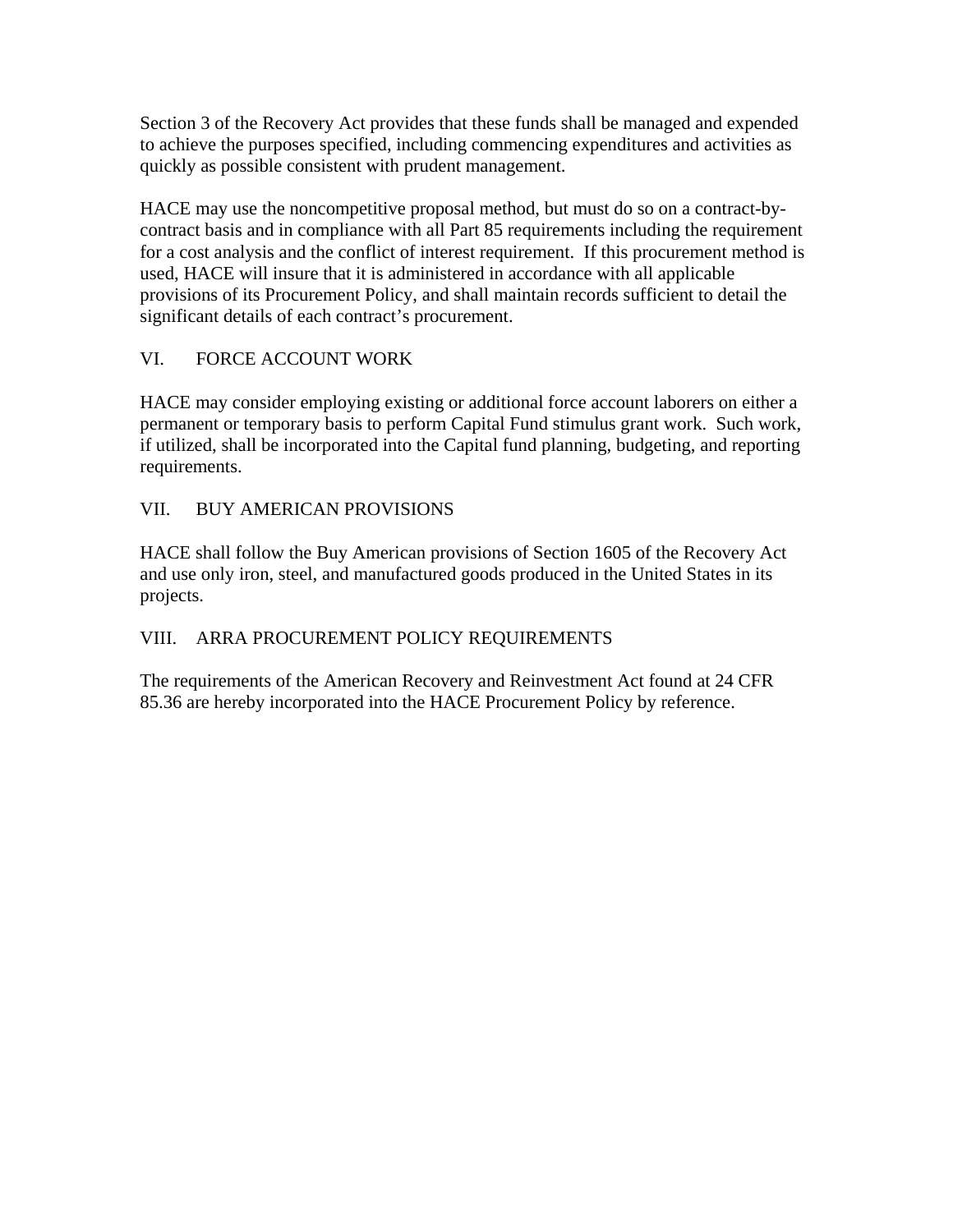Section 3 of the Recovery Act provides that these funds shall be managed and expended to achieve the purposes specified, including commencing expenditures and activities as quickly as possible consistent with prudent management.

HACE may use the noncompetitive proposal method, but must do so on a contract-by-contract basis and in compliance with all Part 85 requirements including the requirement for a cost analysis and the conflict of interest requirement. If this procurement method is used, HACE will insure that it is administered in accordance with all applicable provisions of its Procurement Policy, and shall maintain records sufficient to detail the significant details of each contract's procurement.

## VI. FORCE ACCOUNT WORK

HACE may consider employing existing or additional force account laborers on either a permanent or temporary basis to perform Capital Fund stimulus grant work. Such work, if utilized, shall be incorporated into the Capital fund planning, budgeting, and reporting requirements.

## VII. BUY AMERICAN PROVISIONS

HACE shall follow the Buy American provisions of Section 1605 of the Recovery Act and use only iron, steel, and manufactured goods produced in the United States in its projects.

## VIII. ARRA PROCUREMENT POLICY REQUIREMENTS

The requirements of the American Recovery and Reinvestment Act found at 24 CFR 85.36 are hereby incorporated into the HACE Procurement Policy by reference.